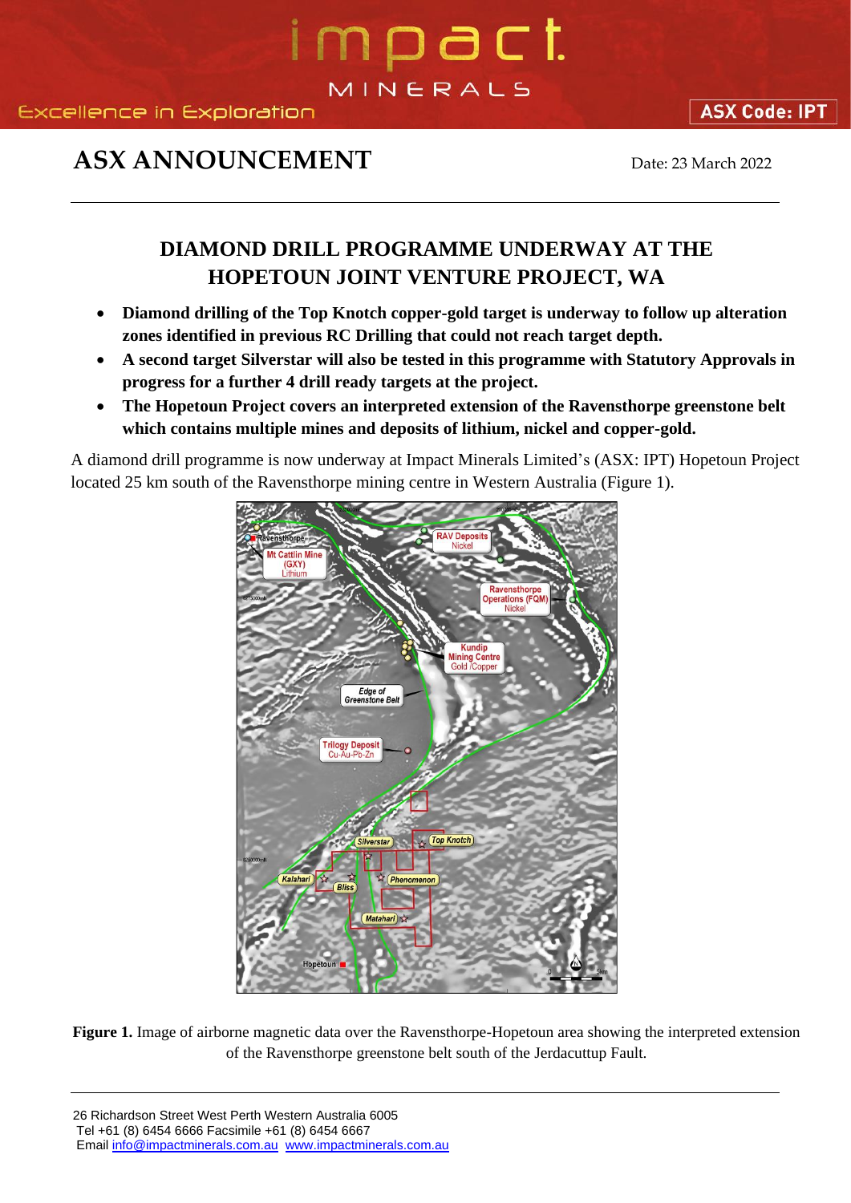# ASX ANNOUNCEMENT

Date: 23 March 2022

## DIAMOND DRILL PROGRAMME UNDERWAY AT THE HOPETOUN JOINT VENTURE PROJECT, WA

- **Diamond drilling of the Top Knotch copper-gold target is underway to follow up alteration zones identified in previous RC Drilling that could not reach target depth.**
- **A second target Silverstar will also be tested in this programme with Statutory Approvals in progress for a further 4 drill ready targets at the project.**
- **The Hopetoun Project covers an interpreted extension of the Ravensthorpe greenstone belt which contains multiple mines and deposits of lithium, nickel and copper-gold.**

A diamond drill programme is now underway at Impact Minerals Limited's (ASX: IPT) Hopetoun Project located 25 km south of the Ravensthorpe mining centre in Western Australia (Figure 1).

**Figure 1.** Image of airborne magnetic data over the Ravensthorpe-Hopetoun area showing the interpreted extension of the Ravensthorpe greenstone belt south of the Jerdacuttup Fault.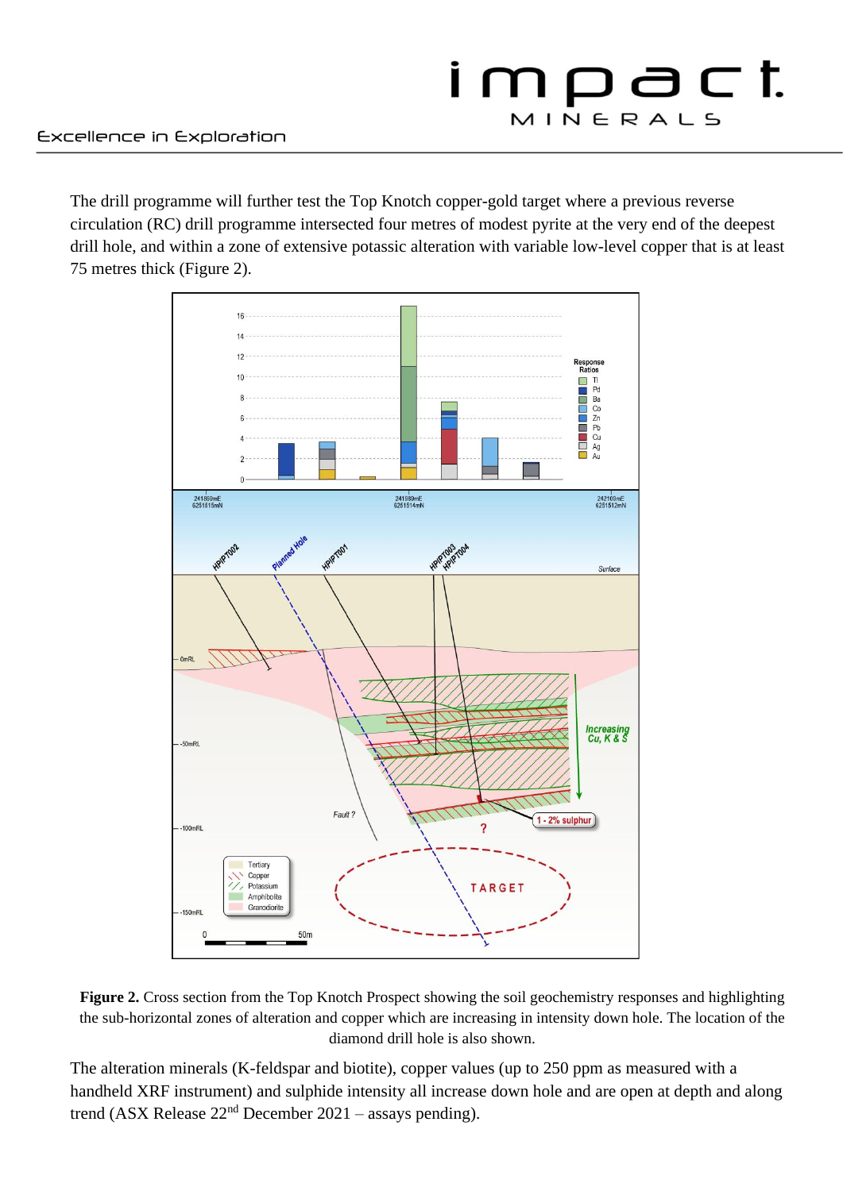The drill programme will further test the Top Knotch copper-gold target where a previous reverse circulation (RC) drill programme intersected four metres of modest pyrite at the very end of the deepest drill hole, and within a zone of extensive potassic alteration with variable low-level copper that is at least 75 metres thick (Figure 2).

**Figure 2.** Cross section from the Top Knotch Prospect showing the soil geochemistry responses and highlighting the sub-horizontal zones of alteration and copper which are increasing in intensity down hole. The location of the diamond drill hole is also shown.

The alteration minerals (K-feldspar and biotite), copper values (up to 250 ppm as measured with a handheld XRF instrument) and sulphide intensity all increase down hole and are open at depth and along trend (ASX Release 22nd December 2021 – assays pending).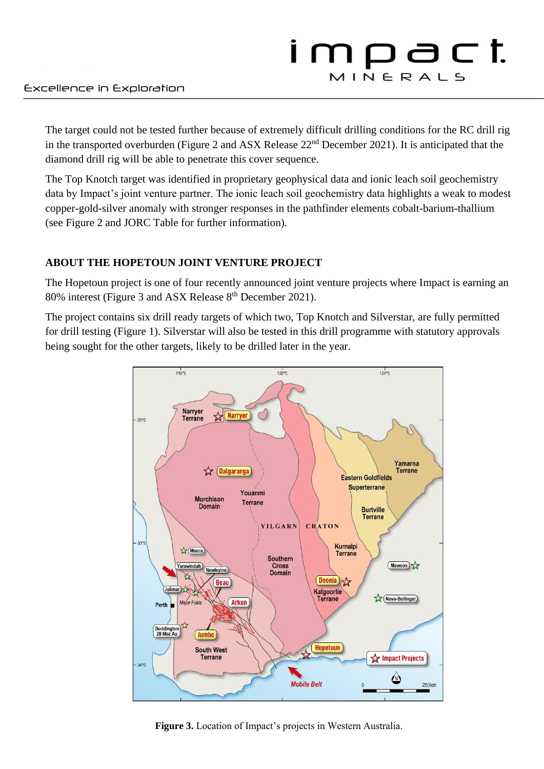The target could not be tested further because of extremely difficult drilling conditions for the RC drill rig in the transported overburden (Figure 2 and ASX Release 22nd December 2021). It is anticipated that the diamond drill rig will be able to penetrate this cover sequence.

The Top Knotch target was identified in proprietary geophysical data and ionic leach soil geochemistry data by Impact's joint venture partner. The ionic leach soil geochemistry data highlights a weak to modest copper-gold-silver anomaly with stronger responses in the pathfinder elements cobalt-barium-thallium (see Figure 2 and JORC Table for further information).

## ABOUT THE HOPETOUN JOINT VENTURE PROJECT

The Hopetoun project is one of four recently announced joint venture projects where Impact is earning an 80% interest (Figure 3 and ASX Release 8th December 2021).

The project contains six drill ready targets of which two, Top Knotch and Silverstar, are fully permitted for drill testing (Figure 1). Silverstar will also be tested in this drill programme with statutory approvals being sought for the other targets, likely to be drilled later in the year.

**Figure 3.** Location of Impact's projects in Western Australia.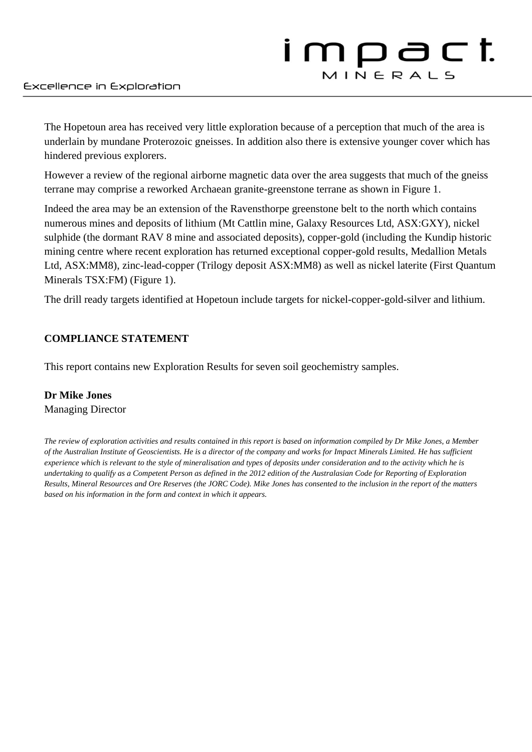The Hopetoun area has received very little exploration because of a perception that much of the area is underlain by mundane Proterozoic gneisses. In addition also there is extensive younger cover which has hindered previous explorers.

However a review of the regional airborne magnetic data over the area suggests that much of the gneiss terrane may comprise a reworked Archaean granite-greenstone terrane as shown in Figure 1.

Indeed the area may be an extension of the Ravensthorpe greenstone belt to the north which contains numerous mines and deposits of lithium (Mt Cattlin mine, Galaxy Resources Ltd, ASX:GXY), nickel sulphide (the dormant RAV 8 mine and associated deposits), copper-gold (including the Kundip historic mining centre where recent exploration has returned exceptional copper-gold results, Medallion Metals Ltd, ASX:MM8), zinc-lead-copper (Trilogy deposit ASX:MM8) as well as nickel laterite (First Quantum Minerals TSX:FM) (Figure 1).

The drill ready targets identified at Hopetoun include targets for nickel-copper-gold-silver and lithium.

**COMPLIANCE STATEMENT**

This report contains new Exploration Results for seven soil geochemistry samples.

**Dr Mike Jones**
Managing Director

*The review of exploration activities and results contained in this report is based on information compiled by Dr Mike Jones, a Member of the Australian Institute of Geoscientists. He is a director of the company and works for Impact Minerals Limited. He has sufficient experience which is relevant to the style of mineralisation and types of deposits under consideration and to the activity which he is undertaking to qualify as a Competent Person as defined in the 2012 edition of the Australasian Code for Reporting of Exploration Results, Mineral Resources and Ore Reserves (the JORC Code). Mike Jones has consented to the inclusion in the report of the matters based on his information in the form and context in which it appears.*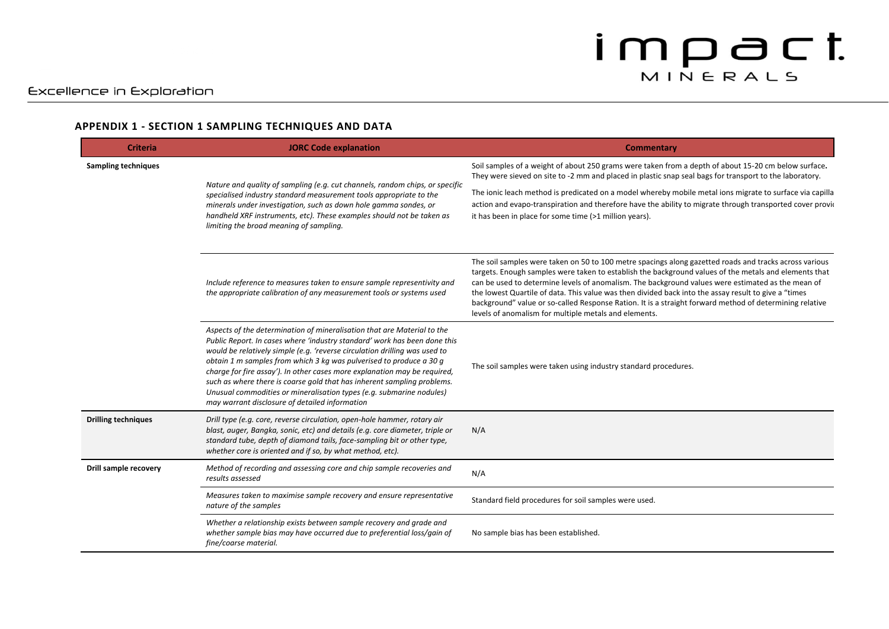## APPENDIX 1 - SECTION 1 SAMPLING TECHNIQUES AND DATA

| Criteria | JORC Code explanation | Commentary |
|---|---|---|
| **Sampling techniques** | *Nature and quality of sampling (e.g. cut channels, random chips, or specific specialised industry standard measurement tools appropriate to the minerals under investigation, such as down hole gamma sondes, or handheld XRF instruments, etc). These examples should not be taken as limiting the broad meaning of sampling.* | Soil samples of a weight of about 250 grams were taken from a depth of about 15-20 cm below surface**.** They were sieved on site to -2 mm and placed in plastic snap seal bags for transport to the laboratory. The ionic leach method is predicated on a model whereby mobile metal ions migrate to surface via capilla action and evapo-transpiration and therefore have the ability to migrate through transported cover provi it has been in place for some time (>1 million years). |
| | *Include reference to measures taken to ensure sample representivity and the appropriate calibration of any measurement tools or systems used* | The soil samples were taken on 50 to 100 metre spacings along gazetted roads and tracks across various targets. Enough samples were taken to establish the background values of the metals and elements that can be used to determine levels of anomalism. The background values were estimated as the mean of the lowest Quartile of data. This value was then divided back into the assay result to give a "times background" value or so-called Response Ration. It is a straight forward method of determining relative levels of anomalism for multiple metals and elements. |
| | *Aspects of the determination of mineralisation that are Material to the Public Report. In cases where 'industry standard' work has been done this would be relatively simple (e.g. 'reverse circulation drilling was used to obtain 1 m samples from which 3 kg was pulverised to produce a 30 g charge for fire assay'). In other cases more explanation may be required, such as where there is coarse gold that has inherent sampling problems. Unusual commodities or mineralisation types (e.g. submarine nodules) may warrant disclosure of detailed information* | The soil samples were taken using industry standard procedures. |
| **Drilling techniques** | *Drill type (e.g. core, reverse circulation, open-hole hammer, rotary air blast, auger, Bangka, sonic, etc) and details (e.g. core diameter, triple or standard tube, depth of diamond tails, face-sampling bit or other type, whether core is oriented and if so, by what method, etc).* | N/A |
| **Drill sample recovery** | *Method of recording and assessing core and chip sample recoveries and results assessed* | N/A |
| | *Measures taken to maximise sample recovery and ensure representative nature of the samples* | Standard field procedures for soil samples were used. |
| | *Whether a relationship exists between sample recovery and grade and whether sample bias may have occurred due to preferential loss/gain of fine/coarse material.* | No sample bias has been established. |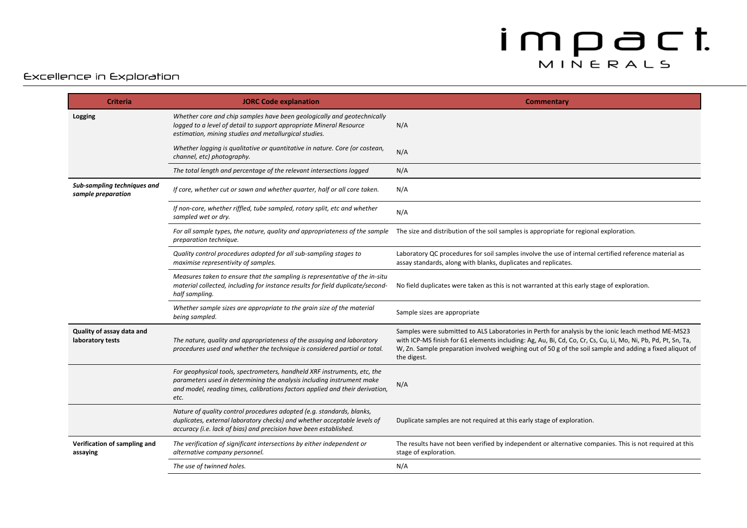| Criteria | JORC Code explanation | Commentary |
|---|---|---|
| **Logging** | *Whether core and chip samples have been geologically and geotechnically logged to a level of detail to support appropriate Mineral Resource estimation, mining studies and metallurgical studies.* | N/A |
| | *Whether logging is qualitative or quantitative in nature. Core (or costean, channel, etc) photography.* | N/A |
| | *The total length and percentage of the relevant intersections logged* | N/A |
| ***Sub-sampling techniques and sample preparation*** | *If core, whether cut or sawn and whether quarter, half or all core taken.* | N/A |
| | *If non-core, whether riffled, tube sampled, rotary split, etc and whether sampled wet or dry.* | N/A |
| | *For all sample types, the nature, quality and appropriateness of the sample preparation technique.* | The size and distribution of the soil samples is appropriate for regional exploration. |
| | *Quality control procedures adopted for all sub-sampling stages to maximise representivity of samples.* | Laboratory QC procedures for soil samples involve the use of internal certified reference material as assay standards, along with blanks, duplicates and replicates. |
| | *Measures taken to ensure that the sampling is representative of the in-situ material collected, including for instance results for field duplicate/second-half sampling.* | No field duplicates were taken as this is not warranted at this early stage of exploration. |
| | *Whether sample sizes are appropriate to the grain size of the material being sampled.* | Sample sizes are appropriate |
| **Quality of assay data and laboratory tests** | *The nature, quality and appropriateness of the assaying and laboratory procedures used and whether the technique is considered partial or total.* | Samples were submitted to ALS Laboratories in Perth for analysis by the ionic leach method ME-MS23 with ICP-MS finish for 61 elements including: Ag, Au, Bi, Cd, Co, Cr, Cs, Cu, Li, Mo, Ni, Pb, Pd, Pt, Sn, Ta, W, Zn. Sample preparation involved weighing out of 50 g of the soil sample and adding a fixed aliquot of the digest. |
| | *For geophysical tools, spectrometers, handheld XRF instruments, etc, the parameters used in determining the analysis including instrument make and model, reading times, calibrations factors applied and their derivation, etc.* | N/A |
| | *Nature of quality control procedures adopted (e.g. standards, blanks, duplicates, external laboratory checks) and whether acceptable levels of accuracy (i.e. lack of bias) and precision have been established.* | Duplicate samples are not required at this early stage of exploration. |
| **Verification of sampling and assaying** | *The verification of significant intersections by either independent or alternative company personnel.* | The results have not been verified by independent or alternative companies. This is not required at this stage of exploration. |
| | *The use of twinned holes.* | N/A |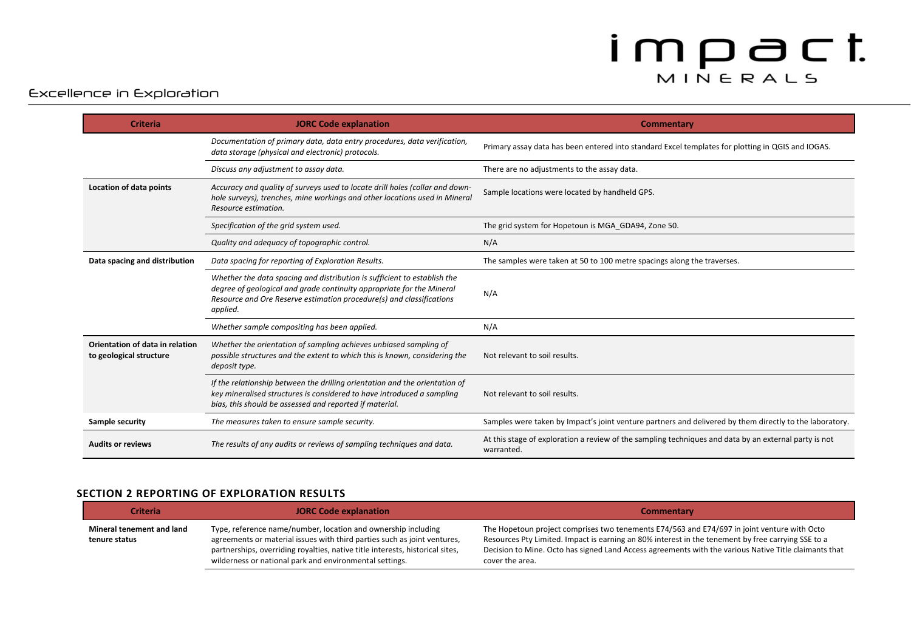| Criteria | JORC Code explanation | Commentary |
|---|---|---|
| | *Documentation of primary data, data entry procedures, data verification, data storage (physical and electronic) protocols.* | Primary assay data has been entered into standard Excel templates for plotting in QGIS and IOGAS. |
| | *Discuss any adjustment to assay data.* | There are no adjustments to the assay data. |
| **Location of data points** | *Accuracy and quality of surveys used to locate drill holes (collar and down-hole surveys), trenches, mine workings and other locations used in Mineral Resource estimation.* | Sample locations were located by handheld GPS. |
| | *Specification of the grid system used.* | The grid system for Hopetoun is MGA_GDA94, Zone 50. |
| | *Quality and adequacy of topographic control.* | N/A |
| **Data spacing and distribution** | *Data spacing for reporting of Exploration Results.* | The samples were taken at 50 to 100 metre spacings along the traverses. |
| | *Whether the data spacing and distribution is sufficient to establish the degree of geological and grade continuity appropriate for the Mineral Resource and Ore Reserve estimation procedure(s) and classifications applied.* | N/A |
| | *Whether sample compositing has been applied.* | N/A |
| **Orientation of data in relation to geological structure** | *Whether the orientation of sampling achieves unbiased sampling of possible structures and the extent to which this is known, considering the deposit type.* | Not relevant to soil results. |
| | *If the relationship between the drilling orientation and the orientation of key mineralised structures is considered to have introduced a sampling bias, this should be assessed and reported if material.* | Not relevant to soil results. |
| **Sample security** | *The measures taken to ensure sample security.* | Samples were taken by Impact's joint venture partners and delivered by them directly to the laboratory. |
| **Audits or reviews** | *The results of any audits or reviews of sampling techniques and data.* | At this stage of exploration a review of the sampling techniques and data by an external party is not warranted. |

## SECTION 2 REPORTING OF EXPLORATION RESULTS

| Criteria | JORC Code explanation | Commentary |
|---|---|---|
| **Mineral tenement and land tenure status** | Type, reference name/number, location and ownership including agreements or material issues with third parties such as joint ventures, partnerships, overriding royalties, native title interests, historical sites, wilderness or national park and environmental settings. | The Hopetoun project comprises two tenements E74/563 and E74/697 in joint venture with Octo Resources Pty Limited. Impact is earning an 80% interest in the tenement by free carrying SSE to a Decision to Mine. Octo has signed Land Access agreements with the various Native Title claimants that cover the area. |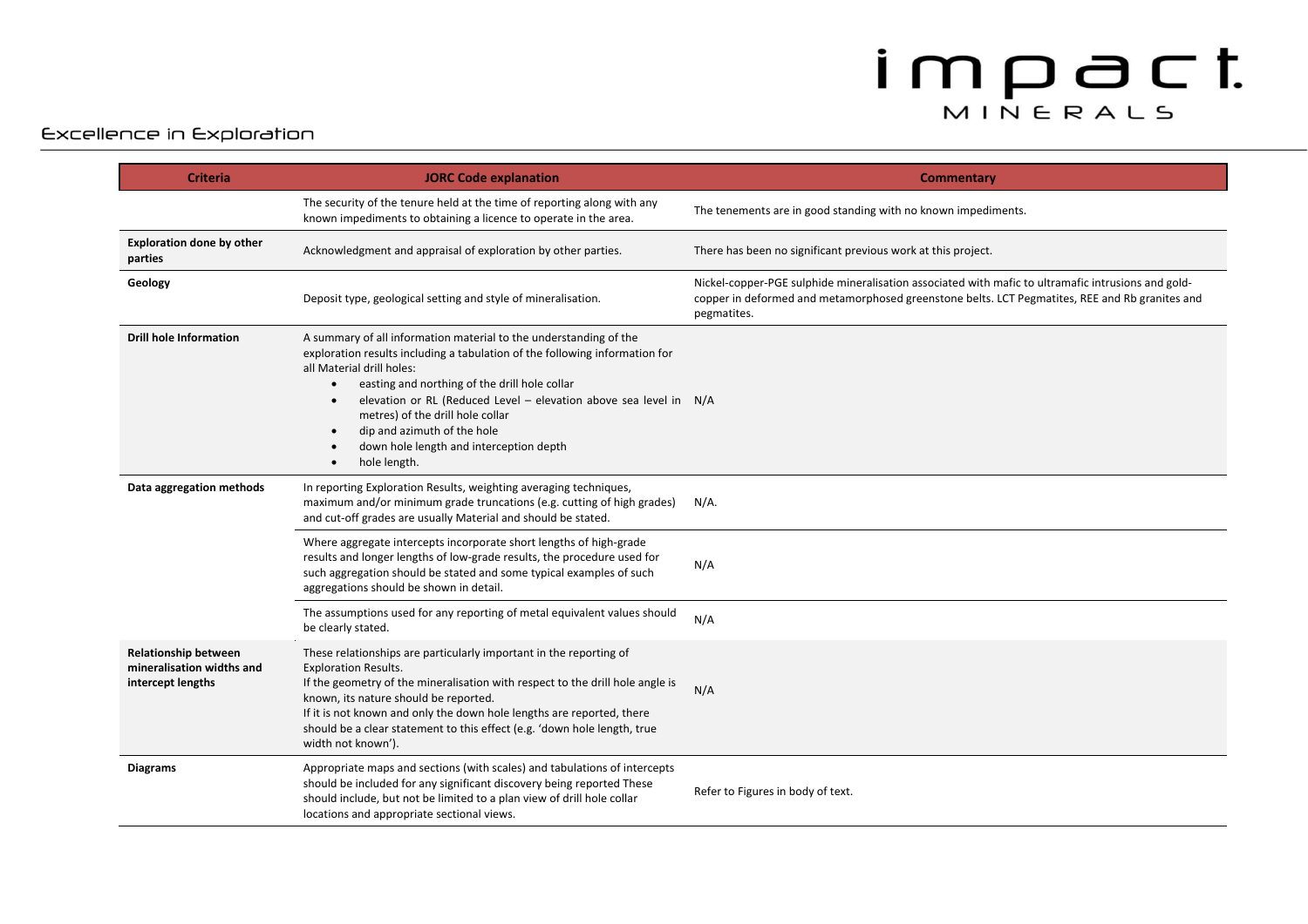| Criteria | JORC Code explanation | Commentary |
|---|---|---|
| | The security of the tenure held at the time of reporting along with any known impediments to obtaining a licence to operate in the area. | The tenements are in good standing with no known impediments. |
| **Exploration done by other parties** | Acknowledgment and appraisal of exploration by other parties. | There has been no significant previous work at this project. |
| **Geology** | Deposit type, geological setting and style of mineralisation. | Nickel-copper-PGE sulphide mineralisation associated with mafic to ultramafic intrusions and gold-copper in deformed and metamorphosed greenstone belts. LCT Pegmatites, REE and Rb granites and pegmatites. |
| **Drill hole Information** | A summary of all information material to the understanding of the exploration results including a tabulation of the following information for all Material drill holes:<br>• easting and northing of the drill hole collar<br>• elevation or RL (Reduced Level – elevation above sea level in metres) of the drill hole collar<br>• dip and azimuth of the hole<br>• down hole length and interception depth<br>• hole length. | N/A |
| **Data aggregation methods** | In reporting Exploration Results, weighting averaging techniques, maximum and/or minimum grade truncations (e.g. cutting of high grades) and cut-off grades are usually Material and should be stated. | N/A. |
| | Where aggregate intercepts incorporate short lengths of high-grade results and longer lengths of low-grade results, the procedure used for such aggregation should be stated and some typical examples of such aggregations should be shown in detail. | N/A |
| | The assumptions used for any reporting of metal equivalent values should be clearly stated. | N/A |
| **Relationship between mineralisation widths and intercept lengths** | These relationships are particularly important in the reporting of Exploration Results.<br>If the geometry of the mineralisation with respect to the drill hole angle is known, its nature should be reported.<br>If it is not known and only the down hole lengths are reported, there should be a clear statement to this effect (e.g. 'down hole length, true width not known'). | N/A |
| **Diagrams** | Appropriate maps and sections (with scales) and tabulations of intercepts should be included for any significant discovery being reported These should include, but not be limited to a plan view of drill hole collar locations and appropriate sectional views. | Refer to Figures in body of text. |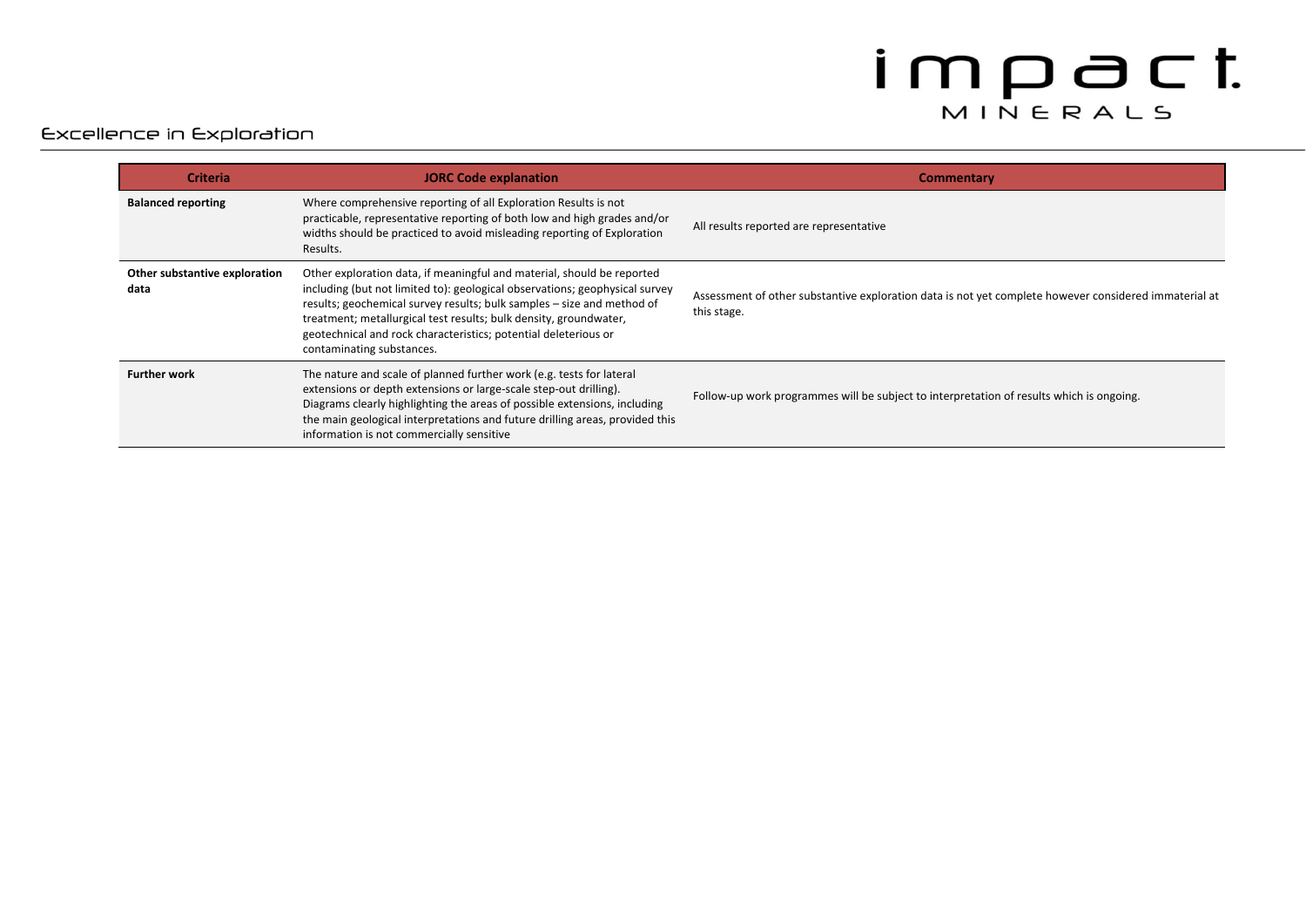| Criteria | JORC Code explanation | Commentary |
|---|---|---|
| **Balanced reporting** | Where comprehensive reporting of all Exploration Results is not practicable, representative reporting of both low and high grades and/or widths should be practiced to avoid misleading reporting of Exploration Results. | All results reported are representative |
| **Other substantive exploration data** | Other exploration data, if meaningful and material, should be reported including (but not limited to): geological observations; geophysical survey results; geochemical survey results; bulk samples – size and method of treatment; metallurgical test results; bulk density, groundwater, geotechnical and rock characteristics; potential deleterious or contaminating substances. | Assessment of other substantive exploration data is not yet complete however considered immaterial at this stage. |
| **Further work** | The nature and scale of planned further work (e.g. tests for lateral extensions or depth extensions or large-scale step-out drilling). Diagrams clearly highlighting the areas of possible extensions, including the main geological interpretations and future drilling areas, provided this information is not commercially sensitive | Follow-up work programmes will be subject to interpretation of results which is ongoing. |